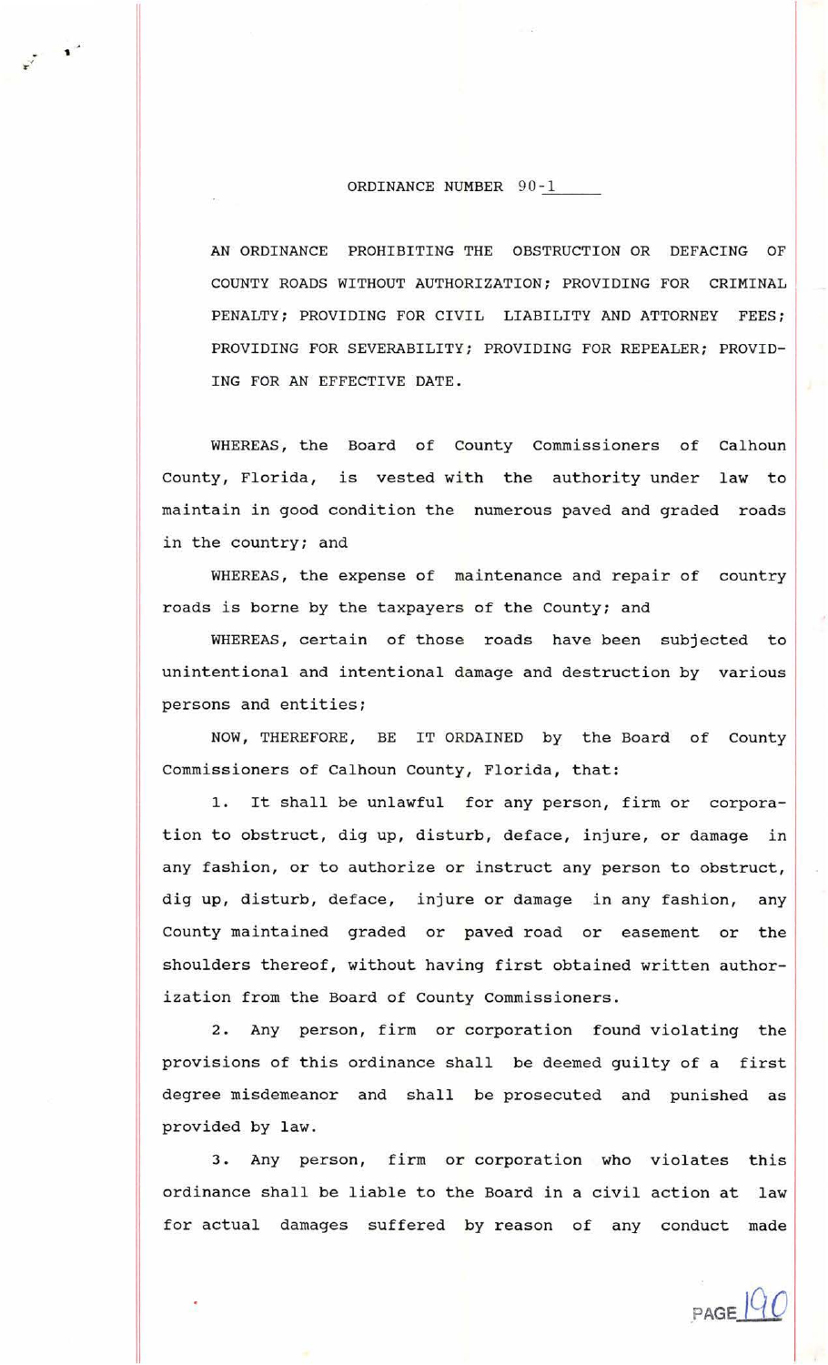ORDINANCE NUMBER 90-1

AN ORDINANCE PROHIBITING THE OBSTRUCTION OR DEFACING OF COUNTY ROADS WITHOUT AUTHORIZATION; PROVIDING FOR CRIMINAL PENALTY; PROVIDING FOR CIVIL LIABILITY AND ATTORNEY FEES; PROVIDING FOR SEVERABILITY; PROVIDING FOR REPEALER; PROVIDING FOR AN EFFECTIVE DATE.

WHEREAS, the Board of County Commissioners of Calhoun County, Florida, is vested with the authority under law to maintain in good condition the numerous paved and graded roads in the country; and

WHEREAS, the expense of maintenance and repair of country roads is borne by the taxpayers of the County; and

WHEREAS, certain of those roads have been subjected to unintentional and intentional damage and destruction by various persons and entities;

NOW, THEREFORE, BE IT ORDAINED by the Board of County Commissioners of Calhoun County, Florida, that:

1. It shall be unlawful for any person, firm or corporation to obstruct, dig up, disturb, deface, injure, or damage in any fashion, or to authorize or instruct any person to obstruct, dig up, disturb, deface, injure or damage in any fashion, any County maintained graded or paved road or easement or the shoulders thereof, without having first obtained written authorization from the Board of County Commissioners.

2. Any person, firm or corporation found violating the provisions of this ordinance shall be deemed guilty of a first degree misdemeanor and shall be prosecuted and punished as provided by law.

3. Any person, firm or corporation who violates this ordinance shall be liable to the Board in a civil action at law for actual damages suffered by reason of any conduct made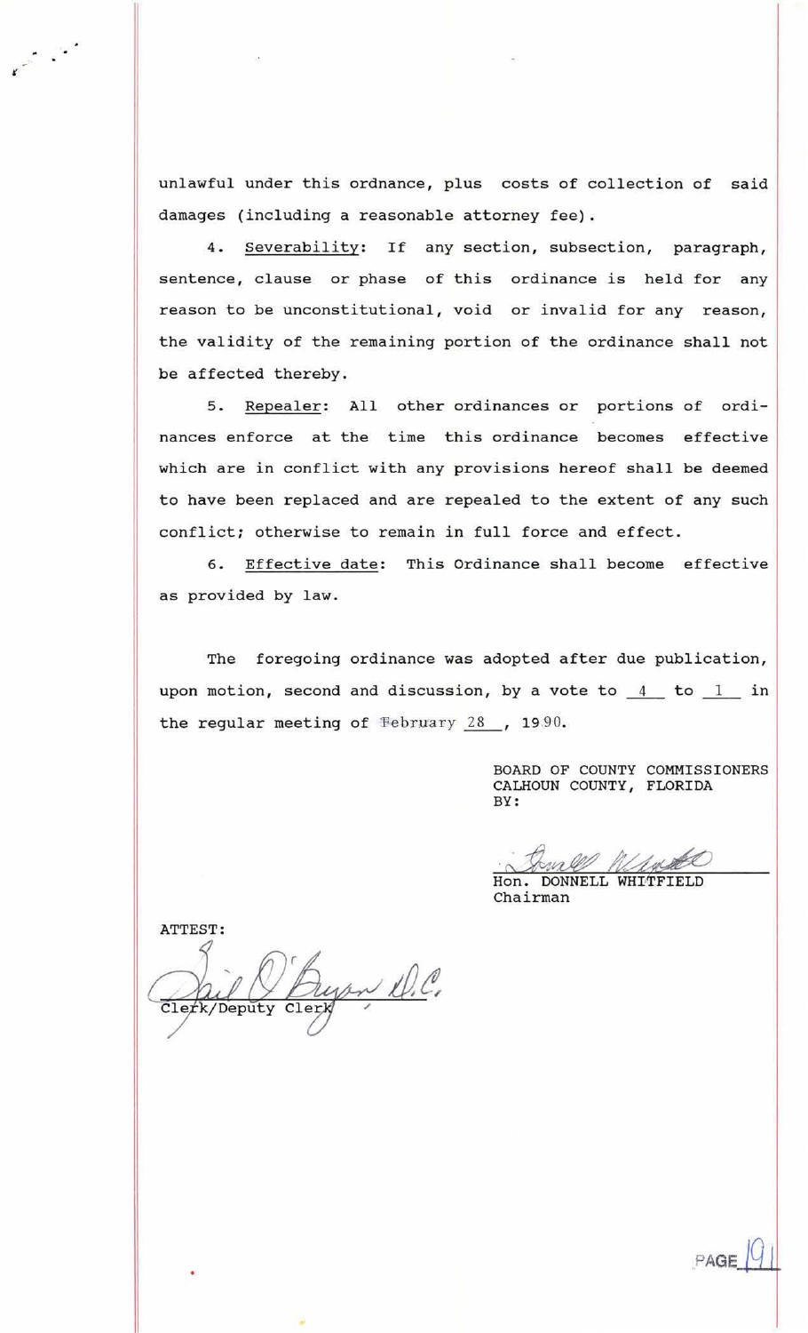unlawful under this ordnance, plus costs of collection of said damages (including a reasonable attorney fee).

4. Severability: If any section, subsection, paragraph, sentence, clause or phase of this ordinance is held for any reason to be unconstitutional, void or invalid for any reason, the validity of the remaining portion of the ordinance shall not be affected thereby.

5. Repealer: All other ordinances or portions of ordinances enforce at the time this ordinance becomes effective which are in conflict with any provisions hereof shall be deemed to have been replaced and are repealed to the extent of any such conflict; otherwise to remain in full force and effect.

6. Effective date: This Ordinance shall become effective as provided by law.

The foregoing ordinance was adopted after due publication, upon motion, second and discussion, by a vote to 4 to 1 in the regular meeting of February 28, 1990.

BOARD OF COUNTY COMMISSIONERS
CALHOUN COUNTY, FLORIDA
BY:

Hon. DONNELL WHITFIELD
Chairman

ATTEST:

Clerk/Deputy Clerk